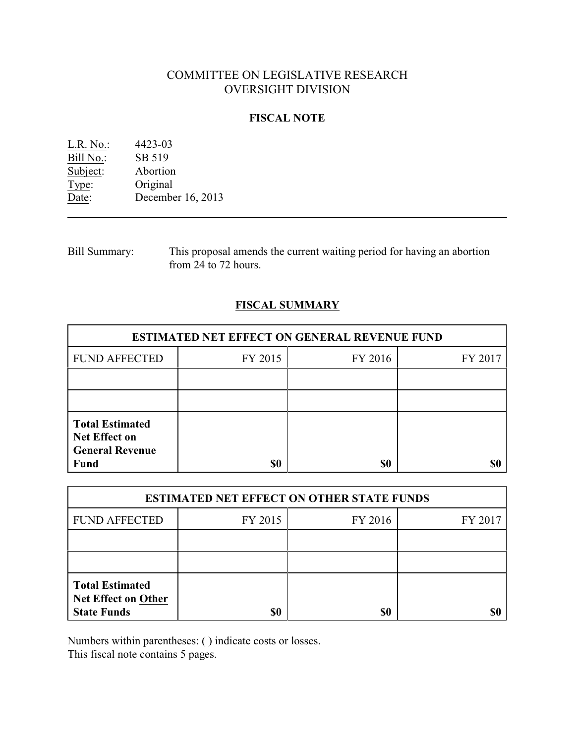# COMMITTEE ON LEGISLATIVE RESEARCH
# OVERSIGHT DIVISION

## FISCAL NOTE

L.R. No.: 4423-03
Bill No.: SB 519
Subject: Abortion
Type: Original
Date: December 16, 2013

---

Bill Summary: This proposal amends the current waiting period for having an abortion from 24 to 72 hours.

## FISCAL SUMMARY

| ESTIMATED NET EFFECT ON GENERAL REVENUE FUND | | | |
|---|---|---|---|
| FUND AFFECTED | FY 2015 | FY 2016 | FY 2017 |
| | | | |
| | | | |
| **Total Estimated Net Effect on General Revenue Fund** | **$0** | **$0** | **$0** |

| ESTIMATED NET EFFECT ON OTHER STATE FUNDS | | | |
|---|---|---|---|
| FUND AFFECTED | FY 2015 | FY 2016 | FY 2017 |
| | | | |
| | | | |
| **Total Estimated Net Effect on Other State Funds** | **$0** | **$0** | **$0** |

Numbers within parentheses: ( ) indicate costs or losses.
This fiscal note contains 5 pages.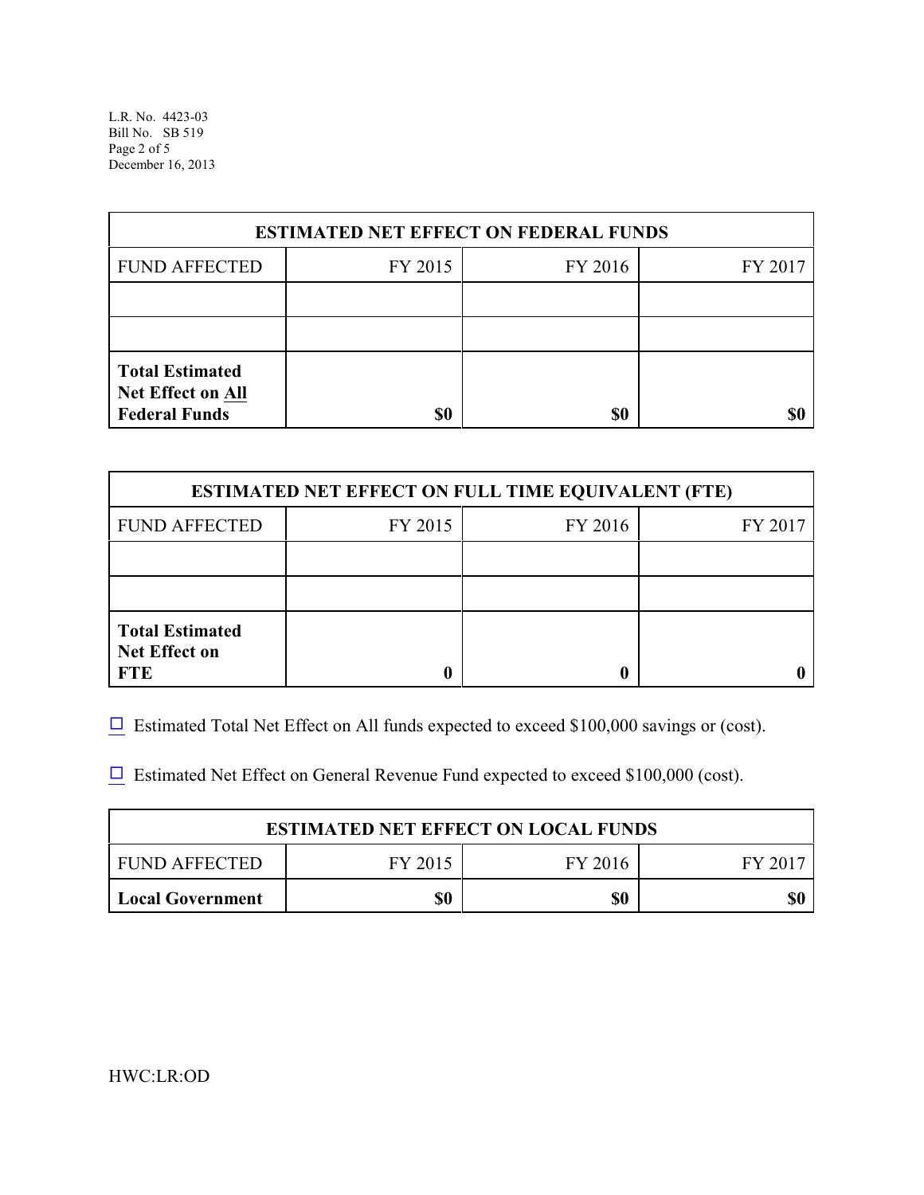| ESTIMATED NET EFFECT ON FEDERAL FUNDS | | | |
|---|---|---|---|
| FUND AFFECTED | FY 2015 | FY 2016 | FY 2017 |
| | | | |
| | | | |
| **Total Estimated Net Effect on All Federal Funds** | **$0** | **$0** | **$0** |

| ESTIMATED NET EFFECT ON FULL TIME EQUIVALENT (FTE) | | | |
|---|---|---|---|
| FUND AFFECTED | FY 2015 | FY 2016 | FY 2017 |
| | | | |
| | | | |
| **Total Estimated Net Effect on FTE** | **0** | **0** | **0** |

☐ Estimated Total Net Effect on All funds expected to exceed \$100,000 savings or (cost).

☐ Estimated Net Effect on General Revenue Fund expected to exceed \$100,000 (cost).

| ESTIMATED NET EFFECT ON LOCAL FUNDS | | | |
|---|---|---|---|
| FUND AFFECTED | FY 2015 | FY 2016 | FY 2017 |
| **Local Government** | **$0** | **$0** | **$0** |

HWC:LR:OD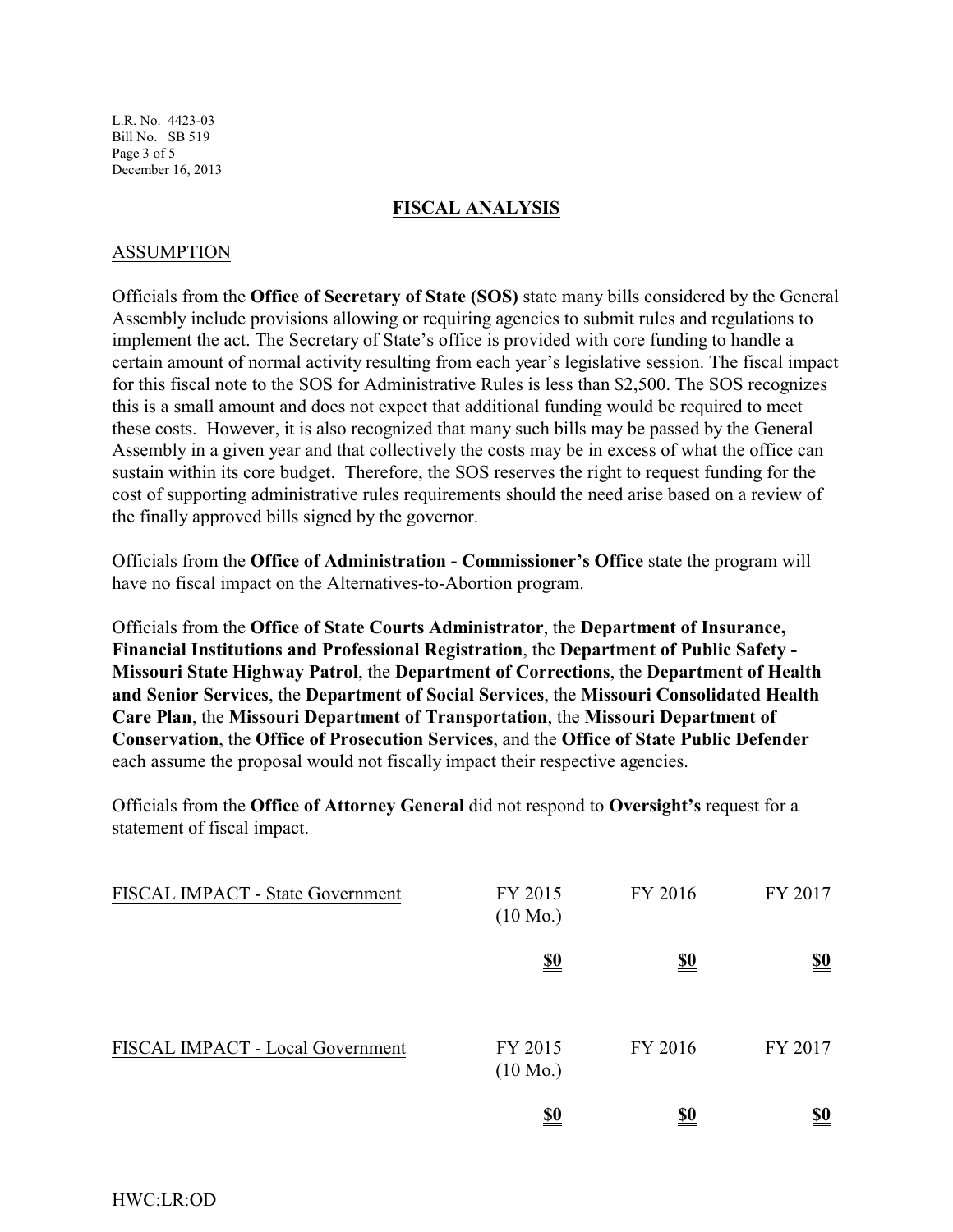## FISCAL ANALYSIS

### ASSUMPTION

Officials from the **Office of Secretary of State (SOS)** state many bills considered by the General Assembly include provisions allowing or requiring agencies to submit rules and regulations to implement the act. The Secretary of State's office is provided with core funding to handle a certain amount of normal activity resulting from each year's legislative session. The fiscal impact for this fiscal note to the SOS for Administrative Rules is less than $2,500. The SOS recognizes this is a small amount and does not expect that additional funding would be required to meet these costs. However, it is also recognized that many such bills may be passed by the General Assembly in a given year and that collectively the costs may be in excess of what the office can sustain within its core budget. Therefore, the SOS reserves the right to request funding for the cost of supporting administrative rules requirements should the need arise based on a review of the finally approved bills signed by the governor.

Officials from the **Office of Administration - Commissioner's Office** state the program will have no fiscal impact on the Alternatives-to-Abortion program.

Officials from the **Office of State Courts Administrator**, the **Department of Insurance, Financial Institutions and Professional Registration**, the **Department of Public Safety - Missouri State Highway Patrol**, the **Department of Corrections**, the **Department of Health and Senior Services**, the **Department of Social Services**, the **Missouri Consolidated Health Care Plan**, the **Missouri Department of Transportation**, the **Missouri Department of Conservation**, the **Office of Prosecution Services**, and the **Office of State Public Defender** each assume the proposal would not fiscally impact their respective agencies.

Officials from the **Office of Attorney General** did not respond to **Oversight's** request for a statement of fiscal impact.

| FISCAL IMPACT - State Government | FY 2015 (10 Mo.) | FY 2016 | FY 2017 |
|---|---|---|---|
| | **$0** | **$0** | **$0** |

| FISCAL IMPACT - Local Government | FY 2015 (10 Mo.) | FY 2016 | FY 2017 |
|---|---|---|---|
| | **$0** | **$0** | **$0** |

HWC:LR:OD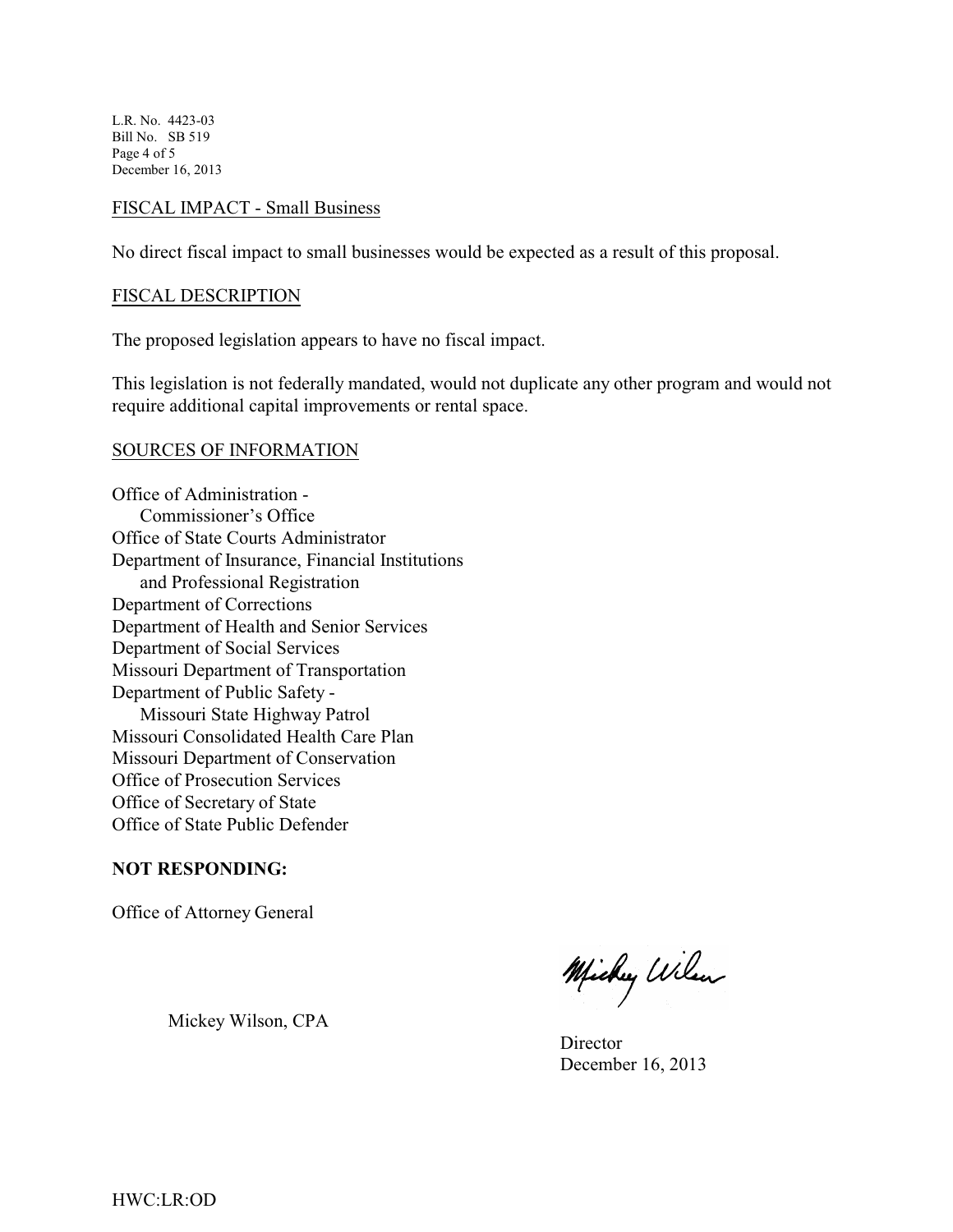FISCAL IMPACT - Small Business

No direct fiscal impact to small businesses would be expected as a result of this proposal.

FISCAL DESCRIPTION

The proposed legislation appears to have no fiscal impact.

This legislation is not federally mandated, would not duplicate any other program and would not require additional capital improvements or rental space.

SOURCES OF INFORMATION

Office of Administration -
    Commissioner's Office
Office of State Courts Administrator
Department of Insurance, Financial Institutions
    and Professional Registration
Department of Corrections
Department of Health and Senior Services
Department of Social Services
Missouri Department of Transportation
Department of Public Safety -
    Missouri State Highway Patrol
Missouri Consolidated Health Care Plan
Missouri Department of Conservation
Office of Prosecution Services
Office of Secretary of State
Office of State Public Defender

**NOT RESPONDING:**

Office of Attorney General

Mickey Wilson, CPA
Director
December 16, 2013

HWC:LR:OD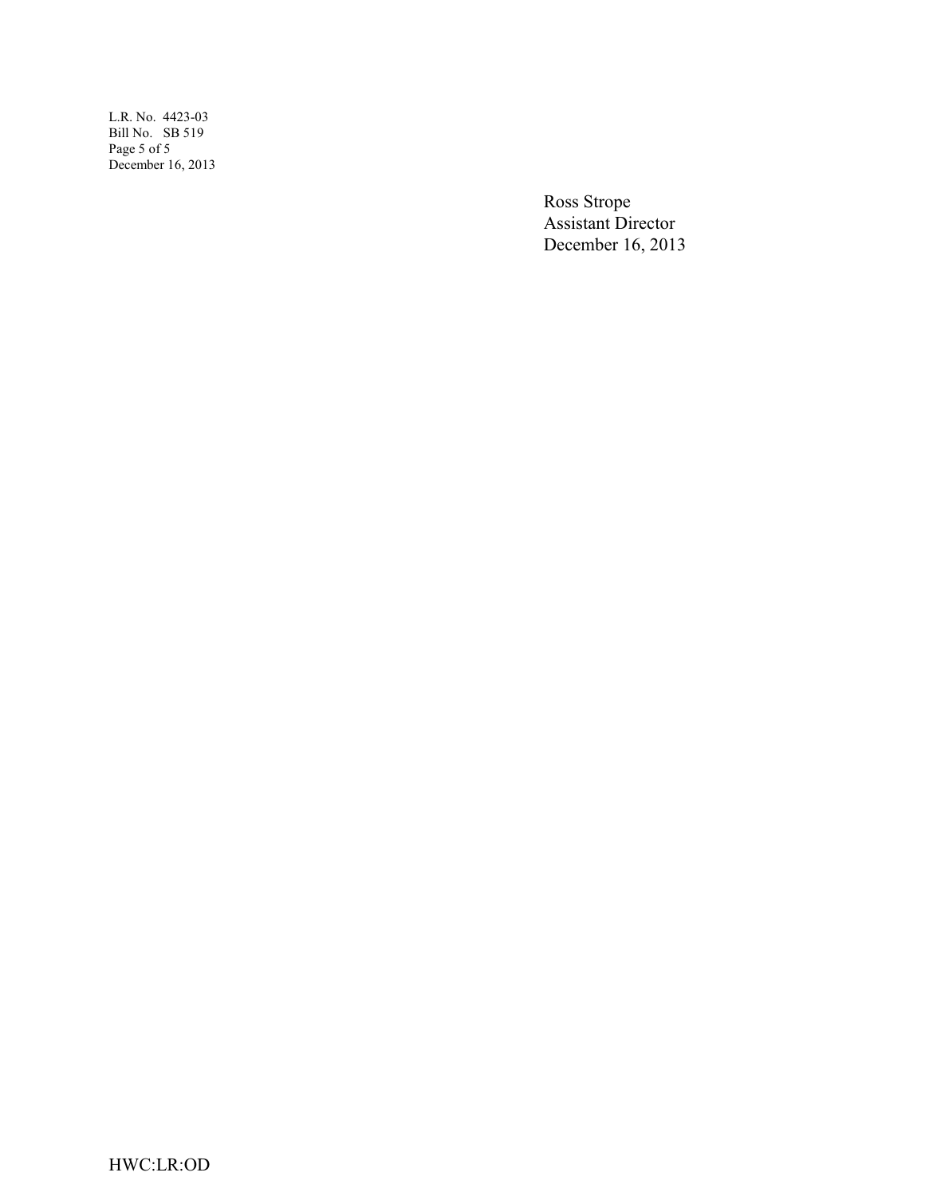Ross Strope
Assistant Director
December 16, 2013

HWC:LR:OD